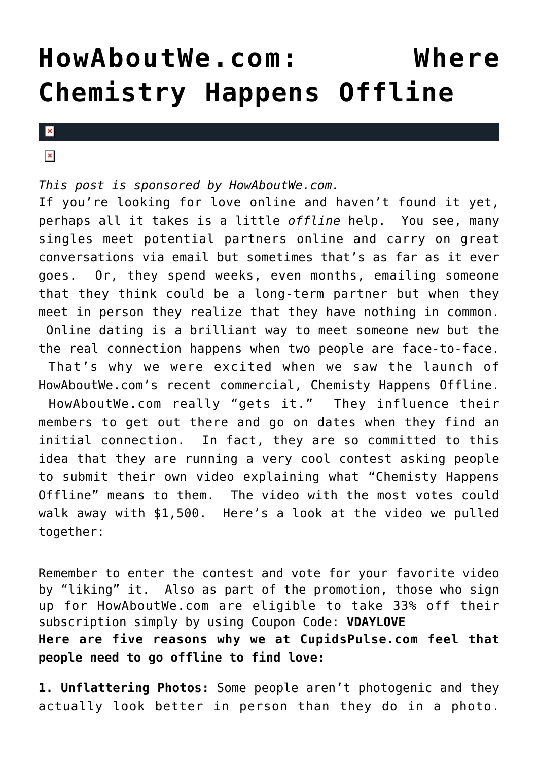# HowAboutWe.com: Where Chemistry Happens Offline

*This post is sponsored by HowAboutWe.com.*

If you're looking for love online and haven't found it yet, perhaps all it takes is a little *offline* help. You see, many singles meet potential partners online and carry on great conversations via email but sometimes that's as far as it ever goes. Or, they spend weeks, even months, emailing someone that they think could be a long-term partner but when they meet in person they realize that they have nothing in common. Online dating is a brilliant way to meet someone new but the the real connection happens when two people are face-to-face. That's why we were excited when we saw the launch of HowAboutWe.com's recent commercial, Chemisty Happens Offline. HowAboutWe.com really "gets it." They influence their members to get out there and go on dates when they find an initial connection. In fact, they are so committed to this idea that they are running a very cool contest asking people to submit their own video explaining what "Chemisty Happens Offline" means to them. The video with the most votes could walk away with $1,500. Here's a look at the video we pulled together:

Remember to enter the contest and vote for your favorite video by "liking" it. Also as part of the promotion, those who sign up for HowAboutWe.com are eligible to take 33% off their subscription simply by using Coupon Code: **VDAYLOVE**

**Here are five reasons why we at CupidsPulse.com feel that people need to go offline to find love:**

**1. Unflattering Photos:** Some people aren't photogenic and they actually look better in person than they do in a photo.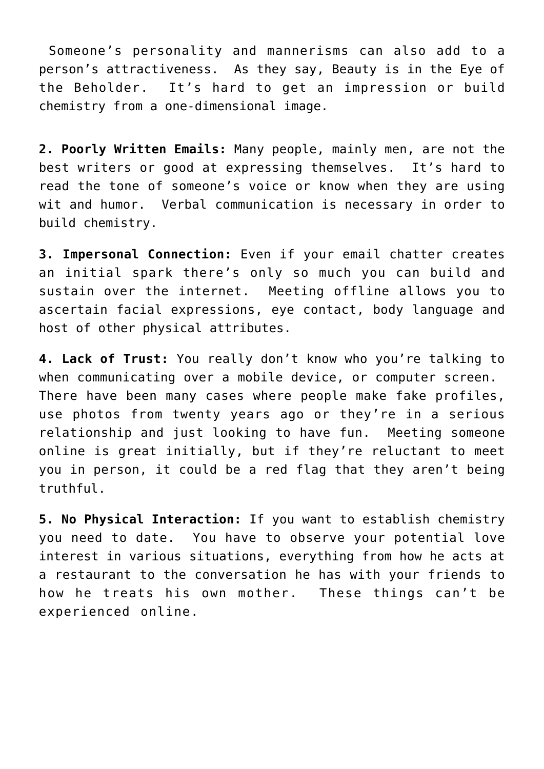Someone's personality and mannerisms can also add to a person's attractiveness. As they say, Beauty is in the Eye of the Beholder. It's hard to get an impression or build chemistry from a one-dimensional image.

**2. Poorly Written Emails:** Many people, mainly men, are not the best writers or good at expressing themselves. It's hard to read the tone of someone's voice or know when they are using wit and humor. Verbal communication is necessary in order to build chemistry.

**3. Impersonal Connection:** Even if your email chatter creates an initial spark there's only so much you can build and sustain over the internet. Meeting offline allows you to ascertain facial expressions, eye contact, body language and host of other physical attributes.

**4. Lack of Trust:** You really don't know who you're talking to when communicating over a mobile device, or computer screen. There have been many cases where people make fake profiles, use photos from twenty years ago or they're in a serious relationship and just looking to have fun. Meeting someone online is great initially, but if they're reluctant to meet you in person, it could be a red flag that they aren't being truthful.

**5. No Physical Interaction:** If you want to establish chemistry you need to date. You have to observe your potential love interest in various situations, everything from how he acts at a restaurant to the conversation he has with your friends to how he treats his own mother. These things can't be experienced online.